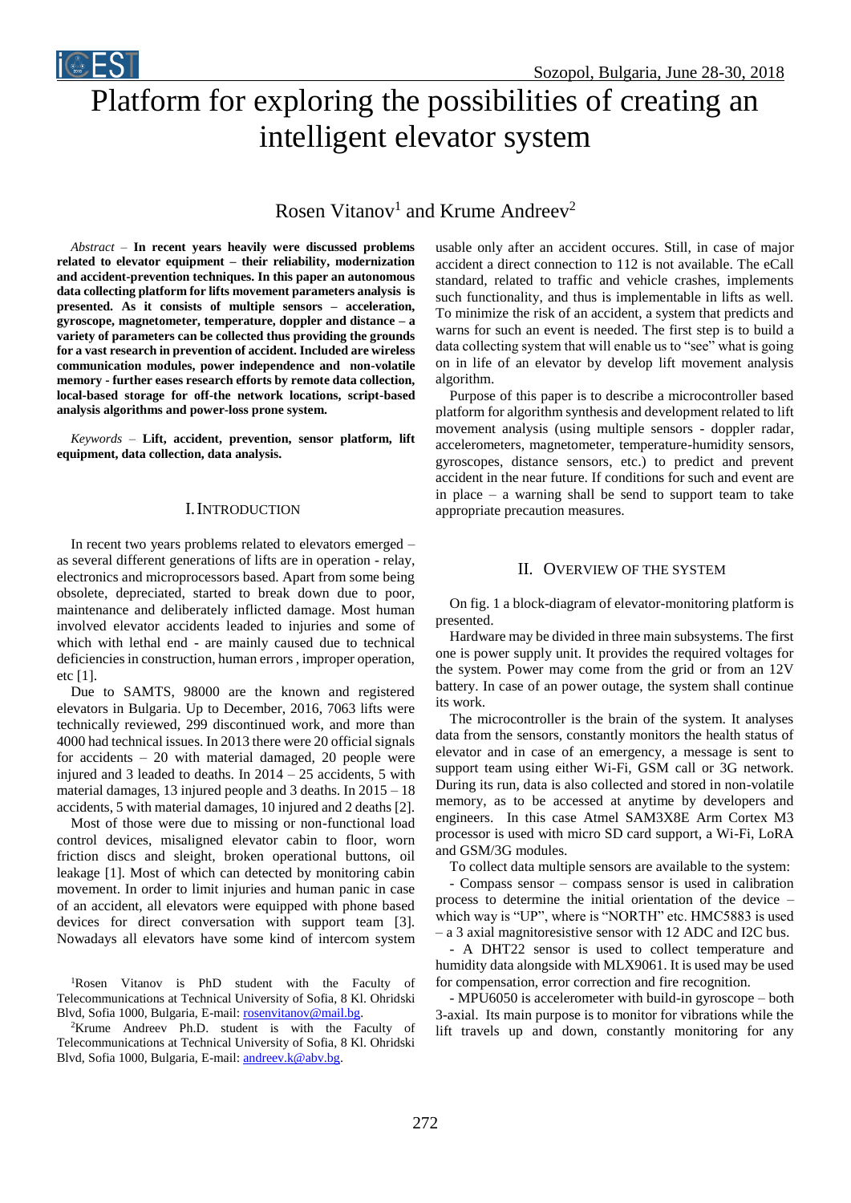# Platform for exploring the possibilities of creating an intelligent elevator system

Rosen Vitanov[1] and Krume Andreev[2]

*Abstract* – **In recent years heavily were discussed problems related to elevator equipment – their reliability, modernization and accident-prevention techniques. In this paper an autonomous data collecting platform for lifts movement parameters analysis is presented. As it consists of multiple sensors – acceleration, gyroscope, magnetometer, temperature, doppler and distance – a variety of parameters can be collected thus providing the grounds for a vast research in prevention of accident. Included are wireless communication modules, power independence and non-volatile memory - further eases research efforts by remote data collection, local-based storage for off-the network locations, script-based analysis algorithms and power-loss prone system.**

*Keywords* – **Lift, accident, prevention, sensor platform, lift equipment, data collection, data analysis.**

## I. Introduction

In recent two years problems related to elevators emerged – as several different generations of lifts are in operation - relay, electronics and microprocessors based. Apart from some being obsolete, depreciated, started to break down due to poor, maintenance and deliberately inflicted damage. Most human involved elevator accidents leaded to injuries and some of which with lethal end - are mainly caused due to technical deficiencies in construction, human errors , improper operation, etc [1].

Due to SAMTS, 98000 are the known and registered elevators in Bulgaria. Up to December, 2016, 7063 lifts were technically reviewed, 299 discontinued work, and more than 4000 had technical issues. In 2013 there were 20 official signals for accidents – 20 with material damaged, 20 people were injured and 3 leaded to deaths. In 2014 – 25 accidents, 5 with material damages, 13 injured people and 3 deaths. In 2015 – 18 accidents, 5 with material damages, 10 injured and 2 deaths [2].

Most of those were due to missing or non-functional load control devices, misaligned elevator cabin to floor, worn friction discs and sleight, broken operational buttons, oil leakage [1]. Most of which can detected by monitoring cabin movement. In order to limit injuries and human panic in case of an accident, all elevators were equipped with phone based devices for direct conversation with support team [3]. Nowadays all elevators have some kind of intercom system usable only after an accident occures. Still, in case of major accident a direct connection to 112 is not available. The eCall standard, related to traffic and vehicle crashes, implements such functionality, and thus is implementable in lifts as well. To minimize the risk of an accident, a system that predicts and warns for such an event is needed. The first step is to build a data collecting system that will enable us to "see" what is going on in life of an elevator by develop lift movement analysis algorithm.

Purpose of this paper is to describe a microcontroller based platform for algorithm synthesis and development related to lift movement analysis (using multiple sensors - doppler radar, accelerometers, magnetometer, temperature-humidity sensors, gyroscopes, distance sensors, etc.) to predict and prevent accident in the near future. If conditions for such and event are in place – a warning shall be send to support team to take appropriate precaution measures.

## II. Overview of the System

On fig. 1 a block-diagram of elevator-monitoring platform is presented.

Hardware may be divided in three main subsystems. The first one is power supply unit. It provides the required voltages for the system. Power may come from the grid or from an 12V battery. In case of an power outage, the system shall continue its work.

The microcontroller is the brain of the system. It analyses data from the sensors, constantly monitors the health status of elevator and in case of an emergency, a message is sent to support team using either Wi-Fi, GSM call or 3G network. During its run, data is also collected and stored in non-volatile memory, as to be accessed at anytime by developers and engineers. In this case Atmel SAM3X8E Arm Cortex M3 processor is used with micro SD card support, a Wi-Fi, LoRA and GSM/3G modules.

To collect data multiple sensors are available to the system:

- Compass sensor – compass sensor is used in calibration process to determine the initial orientation of the device – which way is "UP", where is "NORTH" etc. HMC5883 is used – a 3 axial magnitoresistive sensor with 12 ADC and I2C bus.

- A DHT22 sensor is used to collect temperature and humidity data alongside with MLX9061. It is used may be used for compensation, error correction and fire recognition.

- MPU6050 is accelerometer with build-in gyroscope – both 3-axial. Its main purpose is to monitor for vibrations while the lift travels up and down, constantly monitoring for any

[1]Rosen Vitanov is PhD student with the Faculty of Telecommunications at Technical University of Sofia, 8 Kl. Ohridski Blvd, Sofia 1000, Bulgaria, E-mail: rosenvitanov@mail.bg.

[2]Krume Andreev Ph.D. student is with the Faculty of Telecommunications at Technical University of Sofia, 8 Kl. Ohridski Blvd, Sofia 1000, Bulgaria, E-mail: andreev.k@abv.bg.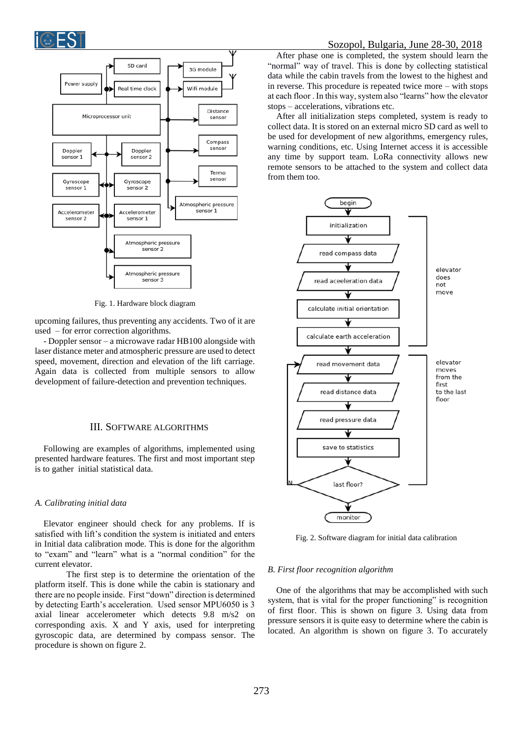Fig. 1. Hardware block diagram

upcoming failures, thus preventing any accidents. Two of it are used – for error correction algorithms.

- Doppler sensor – a microwave radar HB100 alongside with laser distance meter and atmospheric pressure are used to detect speed, movement, direction and elevation of the lift carriage. Again data is collected from multiple sensors to allow development of failure-detection and prevention techniques.

## III. Software Algorithms

Following are examples of algorithms, implemented using presented hardware features. The first and most important step is to gather initial statistical data.

### *A. Calibrating initial data*

Elevator engineer should check for any problems. If is satisfied with lift's condition the system is initiated and enters in Initial data calibration mode. This is done for the algorithm to "exam" and "learn" what is a "normal condition" for the current elevator.

The first step is to determine the orientation of the platform itself. This is done while the cabin is stationary and there are no people inside. First "down" direction is determined by detecting Earth's acceleration. Used sensor MPU6050 is 3 axial linear accelerometer which detects 9.8 m/s2 on corresponding axis. X and Y axis, used for interpreting gyroscopic data, are determined by compass sensor. The procedure is shown on figure 2.

After phase one is completed, the system should learn the "normal" way of travel. This is done by collecting statistical data while the cabin travels from the lowest to the highest and in reverse. This procedure is repeated twice more – with stops at each floor . In this way, system also "learns" how the elevator stops – accelerations, vibrations etc.

After all initialization steps completed, system is ready to collect data. It is stored on an external micro SD card as well to be used for development of new algorithms, emergency rules, warning conditions, etc. Using Internet access it is accessible any time by support team. LoRa connectivity allows new remote sensors to be attached to the system and collect data from them too.

Fig. 2. Software diagram for initial data calibration

### *B. First floor recognition algorithm*

One of the algorithms that may be accomplished with such system, that is vital for the proper functioning" is recognition of first floor. This is shown on figure 3. Using data from pressure sensors it is quite easy to determine where the cabin is located. An algorithm is shown on figure 3. To accurately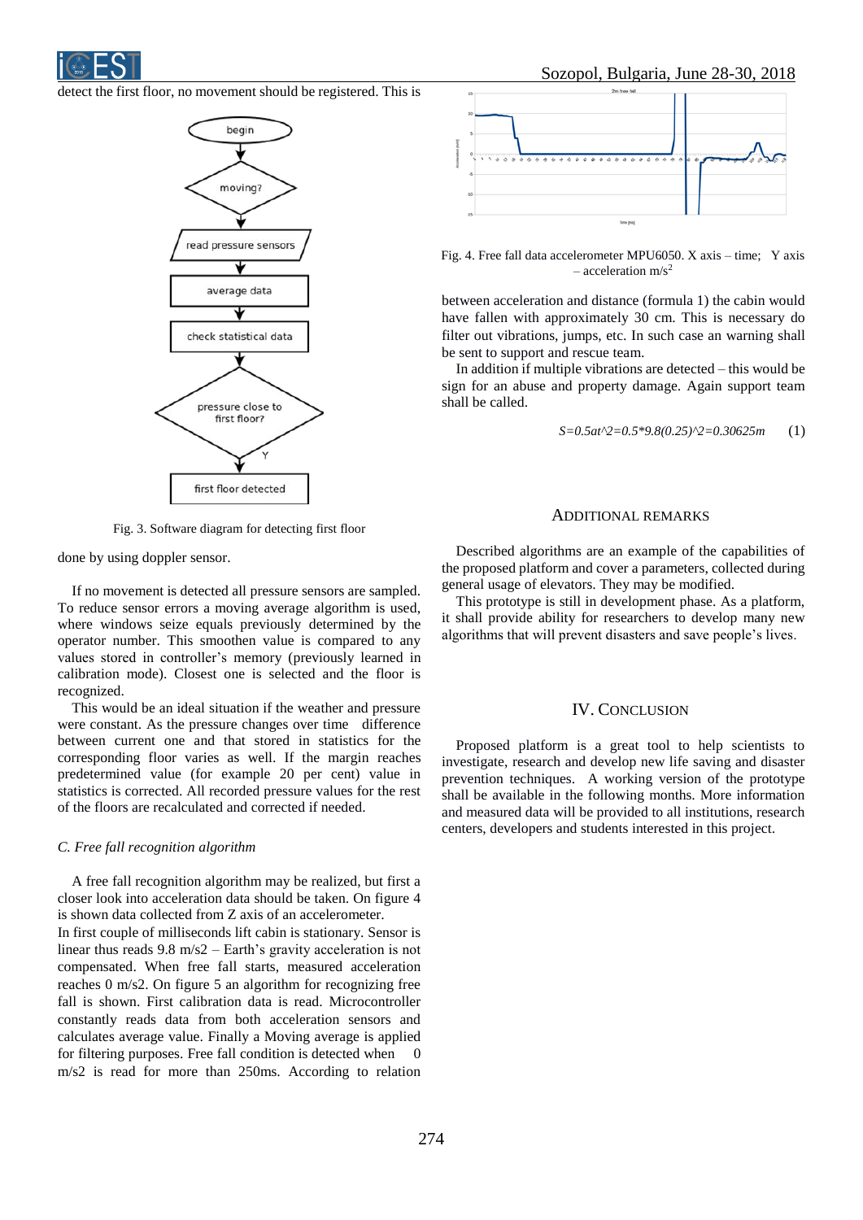detect the first floor, no movement should be registered. This is done by using doppler sensor.

Fig. 3. Software diagram for detecting first floor

If no movement is detected all pressure sensors are sampled. To reduce sensor errors a moving average algorithm is used, where windows seize equals previously determined by the operator number. This smoothen value is compared to any values stored in controller's memory (previously learned in calibration mode). Closest one is selected and the floor is recognized.

This would be an ideal situation if the weather and pressure were constant. As the pressure changes over time difference between current one and that stored in statistics for the corresponding floor varies as well. If the margin reaches predetermined value (for example 20 per cent) value in statistics is corrected. All recorded pressure values for the rest of the floors are recalculated and corrected if needed.

*C. Free fall recognition algorithm*

A free fall recognition algorithm may be realized, but first a closer look into acceleration data should be taken. On figure 4 is shown data collected from Z axis of an accelerometer.

In first couple of milliseconds lift cabin is stationary. Sensor is linear thus reads 9.8 m/s2 – Earth's gravity acceleration is not compensated. When free fall starts, measured acceleration reaches 0 m/s2. On figure 5 an algorithm for recognizing free fall is shown. First calibration data is read. Microcontroller constantly reads data from both acceleration sensors and calculates average value. Finally a Moving average is applied for filtering purposes. Free fall condition is detected when 0 m/s2 is read for more than 250ms. According to relation between acceleration and distance (formula 1) the cabin would have fallen with approximately 30 cm. This is necessary do filter out vibrations, jumps, etc. In such case an warning shall be sent to support and rescue team.

Fig. 4. Free fall data accelerometer MPU6050. X axis – time; Y axis – acceleration $m/s^2$

In addition if multiple vibrations are detected – this would be sign for an abuse and property damage. Again support team shall be called.

$$S=0.5at^2=0.5*9.8(0.25)^2=0.30625m \qquad (1)$$

## Additional Remarks

Described algorithms are an example of the capabilities of the proposed platform and cover a parameters, collected during general usage of elevators. They may be modified.

This prototype is still in development phase. As a platform, it shall provide ability for researchers to develop many new algorithms that will prevent disasters and save people's lives.

## IV. Conclusion

Proposed platform is a great tool to help scientists to investigate, research and develop new life saving and disaster prevention techniques. A working version of the prototype shall be available in the following months. More information and measured data will be provided to all institutions, research centers, developers and students interested in this project.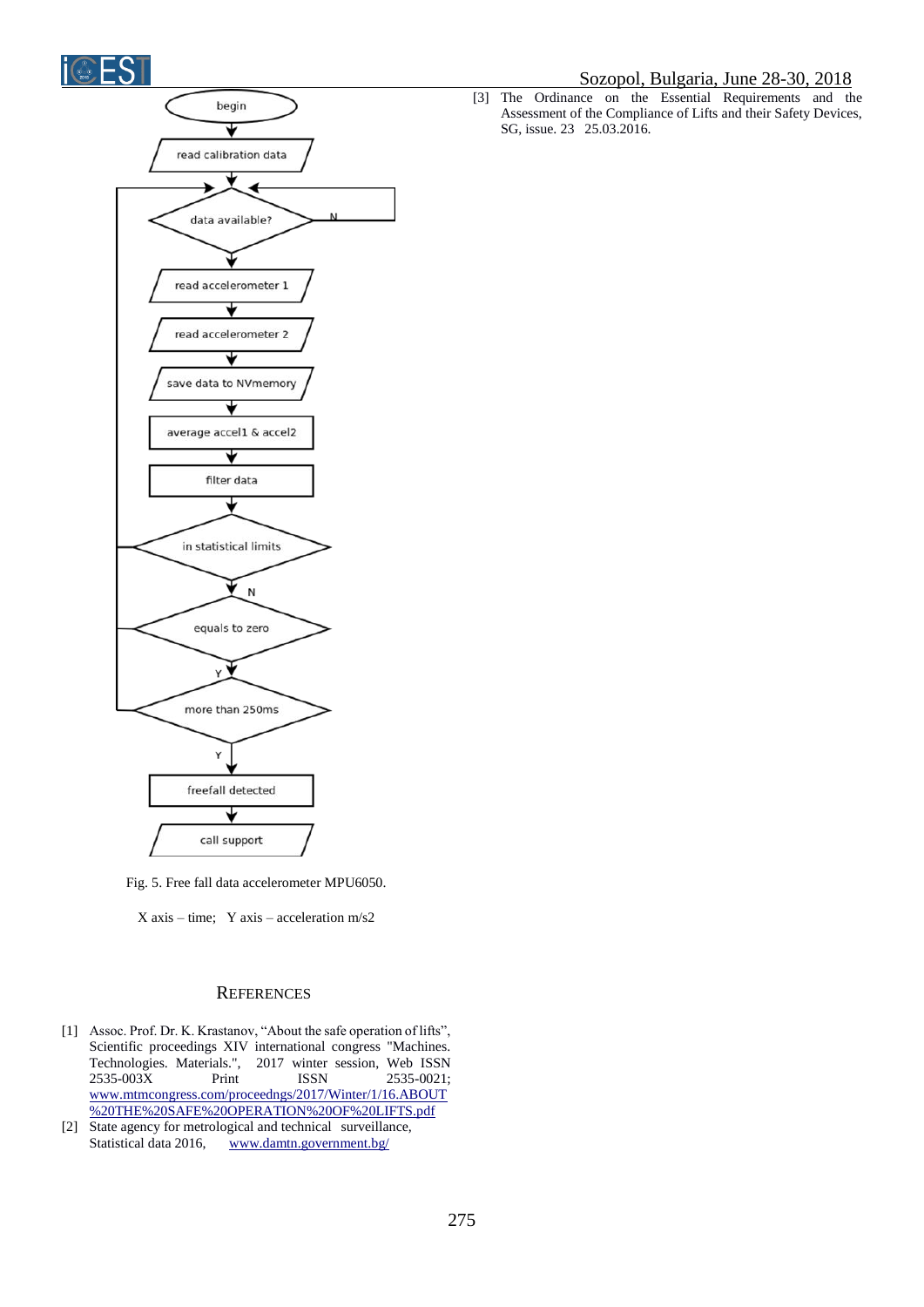begin

read calibration data

data available?

N

read accelerometer 1

read accelerometer 2

save data to NVmemory

average accel1 & accel2

filter data

in statistical limits

N

equals to zero

Y

more than 250ms

Y

freefall detected

call support

Fig. 5. Free fall data accelerometer MPU6050.

X axis – time; Y axis – acceleration m/s2

## REFERENCES

[1] Assoc. Prof. Dr. K. Krastanov, "About the safe operation of lifts", Scientific proceedings XIV international congress "Machines. Technologies. Materials.", 2017 winter session, Web ISSN 2535-003X Print ISSN 2535-0021; www.mtmcongress.com/proceedngs/2017/Winter/1/16.ABOUT%20THE%20SAFE%20OPERATION%20OF%20LIFTS.pdf

[2] State agency for metrological and technical surveillance, Statistical data 2016, www.damtn.government.bg/

[3] The Ordinance on the Essential Requirements and the Assessment of the Compliance of Lifts and their Safety Devices, SG, issue. 23 25.03.2016.